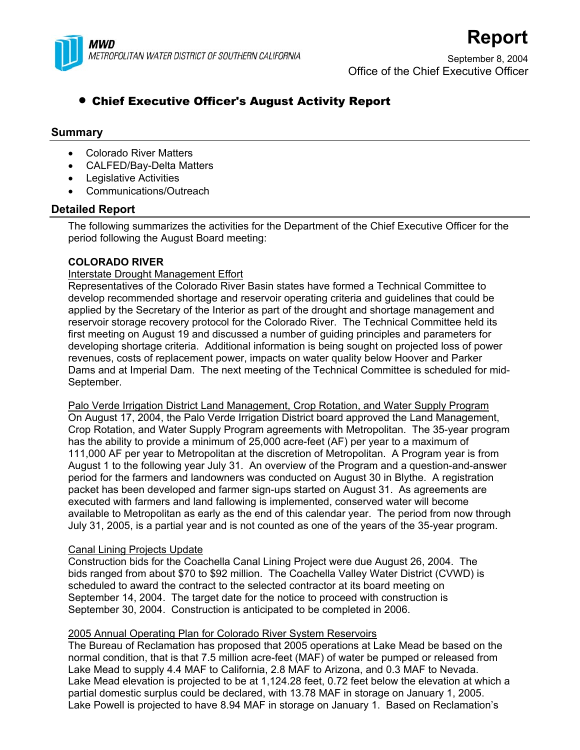**MWD**
*METROPOLITAN WATER DISTRICT OF SOUTHERN CALIFORNIA*

# Report

September 8, 2004
Office of the Chief Executive Officer

- **Chief Executive Officer's August Activity Report**

## Summary

- Colorado River Matters
- CALFED/Bay-Delta Matters
- Legislative Activities
- Communications/Outreach

## Detailed Report

The following summarizes the activities for the Department of the Chief Executive Officer for the period following the August Board meeting:

**COLORADO RIVER**

Interstate Drought Management Effort

Representatives of the Colorado River Basin states have formed a Technical Committee to develop recommended shortage and reservoir operating criteria and guidelines that could be applied by the Secretary of the Interior as part of the drought and shortage management and reservoir storage recovery protocol for the Colorado River. The Technical Committee held its first meeting on August 19 and discussed a number of guiding principles and parameters for developing shortage criteria. Additional information is being sought on projected loss of power revenues, costs of replacement power, impacts on water quality below Hoover and Parker Dams and at Imperial Dam. The next meeting of the Technical Committee is scheduled for mid-September.

Palo Verde Irrigation District Land Management, Crop Rotation, and Water Supply Program

On August 17, 2004, the Palo Verde Irrigation District board approved the Land Management, Crop Rotation, and Water Supply Program agreements with Metropolitan. The 35-year program has the ability to provide a minimum of 25,000 acre-feet (AF) per year to a maximum of 111,000 AF per year to Metropolitan at the discretion of Metropolitan. A Program year is from August 1 to the following year July 31. An overview of the Program and a question-and-answer period for the farmers and landowners was conducted on August 30 in Blythe. A registration packet has been developed and farmer sign-ups started on August 31. As agreements are executed with farmers and land fallowing is implemented, conserved water will become available to Metropolitan as early as the end of this calendar year. The period from now through July 31, 2005, is a partial year and is not counted as one of the years of the 35-year program.

Canal Lining Projects Update

Construction bids for the Coachella Canal Lining Project were due August 26, 2004. The bids ranged from about $70 to $92 million. The Coachella Valley Water District (CVWD) is scheduled to award the contract to the selected contractor at its board meeting on September 14, 2004. The target date for the notice to proceed with construction is September 30, 2004. Construction is anticipated to be completed in 2006.

2005 Annual Operating Plan for Colorado River System Reservoirs

The Bureau of Reclamation has proposed that 2005 operations at Lake Mead be based on the normal condition, that is that 7.5 million acre-feet (MAF) of water be pumped or released from Lake Mead to supply 4.4 MAF to California, 2.8 MAF to Arizona, and 0.3 MAF to Nevada. Lake Mead elevation is projected to be at 1,124.28 feet, 0.72 feet below the elevation at which a partial domestic surplus could be declared, with 13.78 MAF in storage on January 1, 2005. Lake Powell is projected to have 8.94 MAF in storage on January 1. Based on Reclamation's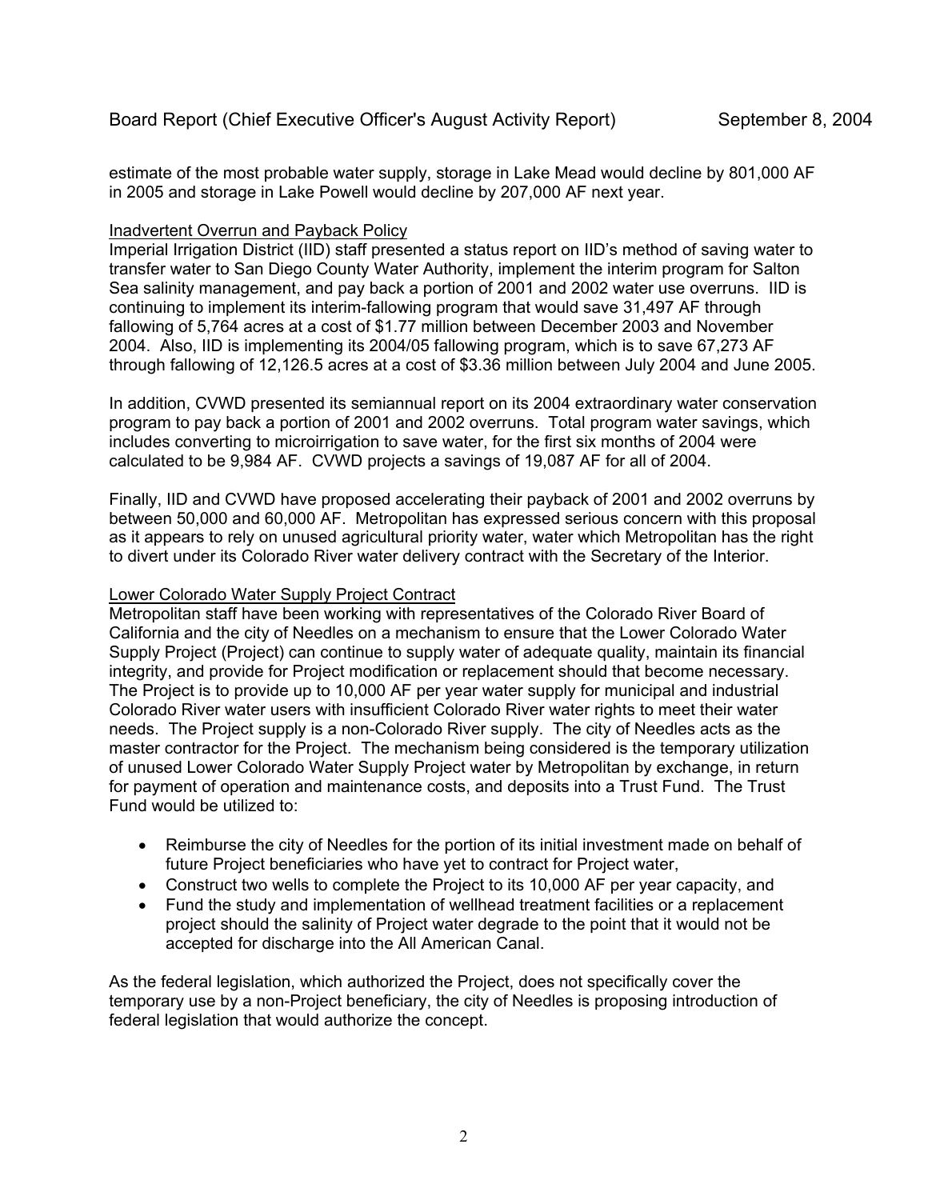estimate of the most probable water supply, storage in Lake Mead would decline by 801,000 AF in 2005 and storage in Lake Powell would decline by 207,000 AF next year.

Inadvertent Overrun and Payback Policy

Imperial Irrigation District (IID) staff presented a status report on IID's method of saving water to transfer water to San Diego County Water Authority, implement the interim program for Salton Sea salinity management, and pay back a portion of 2001 and 2002 water use overruns. IID is continuing to implement its interim-fallowing program that would save 31,497 AF through fallowing of 5,764 acres at a cost of $1.77 million between December 2003 and November 2004. Also, IID is implementing its 2004/05 fallowing program, which is to save 67,273 AF through fallowing of 12,126.5 acres at a cost of $3.36 million between July 2004 and June 2005.

In addition, CVWD presented its semiannual report on its 2004 extraordinary water conservation program to pay back a portion of 2001 and 2002 overruns. Total program water savings, which includes converting to microirrigation to save water, for the first six months of 2004 were calculated to be 9,984 AF. CVWD projects a savings of 19,087 AF for all of 2004.

Finally, IID and CVWD have proposed accelerating their payback of 2001 and 2002 overruns by between 50,000 and 60,000 AF. Metropolitan has expressed serious concern with this proposal as it appears to rely on unused agricultural priority water, water which Metropolitan has the right to divert under its Colorado River water delivery contract with the Secretary of the Interior.

Lower Colorado Water Supply Project Contract

Metropolitan staff have been working with representatives of the Colorado River Board of California and the city of Needles on a mechanism to ensure that the Lower Colorado Water Supply Project (Project) can continue to supply water of adequate quality, maintain its financial integrity, and provide for Project modification or replacement should that become necessary. The Project is to provide up to 10,000 AF per year water supply for municipal and industrial Colorado River water users with insufficient Colorado River water rights to meet their water needs. The Project supply is a non-Colorado River supply. The city of Needles acts as the master contractor for the Project. The mechanism being considered is the temporary utilization of unused Lower Colorado Water Supply Project water by Metropolitan by exchange, in return for payment of operation and maintenance costs, and deposits into a Trust Fund. The Trust Fund would be utilized to:

- Reimburse the city of Needles for the portion of its initial investment made on behalf of future Project beneficiaries who have yet to contract for Project water,
- Construct two wells to complete the Project to its 10,000 AF per year capacity, and
- Fund the study and implementation of wellhead treatment facilities or a replacement project should the salinity of Project water degrade to the point that it would not be accepted for discharge into the All American Canal.

As the federal legislation, which authorized the Project, does not specifically cover the temporary use by a non-Project beneficiary, the city of Needles is proposing introduction of federal legislation that would authorize the concept.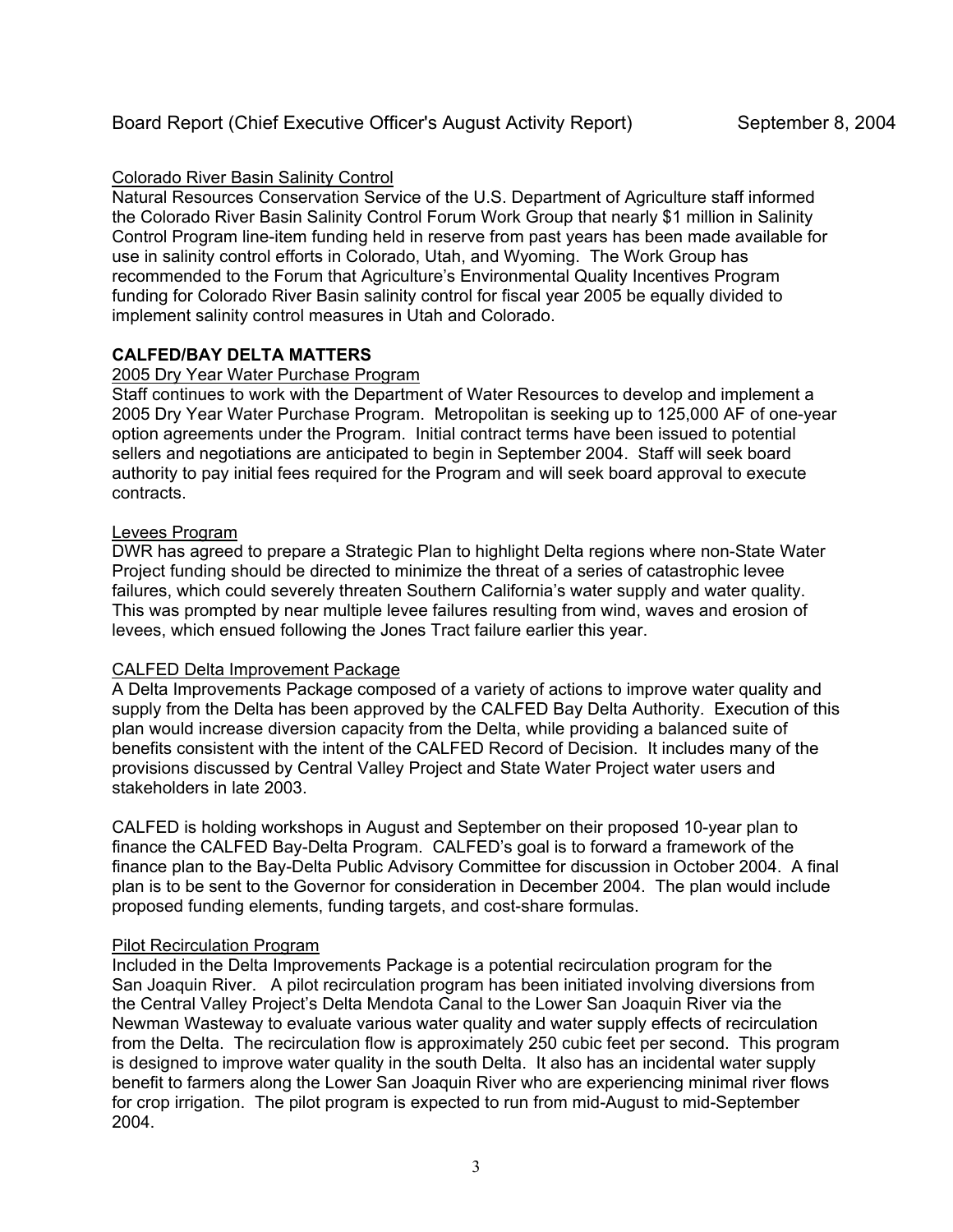### Colorado River Basin Salinity Control

Natural Resources Conservation Service of the U.S. Department of Agriculture staff informed the Colorado River Basin Salinity Control Forum Work Group that nearly $1 million in Salinity Control Program line-item funding held in reserve from past years has been made available for use in salinity control efforts in Colorado, Utah, and Wyoming. The Work Group has recommended to the Forum that Agriculture's Environmental Quality Incentives Program funding for Colorado River Basin salinity control for fiscal year 2005 be equally divided to implement salinity control measures in Utah and Colorado.

## CALFED/BAY DELTA MATTERS

### 2005 Dry Year Water Purchase Program

Staff continues to work with the Department of Water Resources to develop and implement a 2005 Dry Year Water Purchase Program. Metropolitan is seeking up to 125,000 AF of one-year option agreements under the Program. Initial contract terms have been issued to potential sellers and negotiations are anticipated to begin in September 2004. Staff will seek board authority to pay initial fees required for the Program and will seek board approval to execute contracts.

### Levees Program

DWR has agreed to prepare a Strategic Plan to highlight Delta regions where non-State Water Project funding should be directed to minimize the threat of a series of catastrophic levee failures, which could severely threaten Southern California's water supply and water quality. This was prompted by near multiple levee failures resulting from wind, waves and erosion of levees, which ensued following the Jones Tract failure earlier this year.

### CALFED Delta Improvement Package

A Delta Improvements Package composed of a variety of actions to improve water quality and supply from the Delta has been approved by the CALFED Bay Delta Authority. Execution of this plan would increase diversion capacity from the Delta, while providing a balanced suite of benefits consistent with the intent of the CALFED Record of Decision. It includes many of the provisions discussed by Central Valley Project and State Water Project water users and stakeholders in late 2003.

CALFED is holding workshops in August and September on their proposed 10-year plan to finance the CALFED Bay-Delta Program. CALFED's goal is to forward a framework of the finance plan to the Bay-Delta Public Advisory Committee for discussion in October 2004. A final plan is to be sent to the Governor for consideration in December 2004. The plan would include proposed funding elements, funding targets, and cost-share formulas.

### Pilot Recirculation Program

Included in the Delta Improvements Package is a potential recirculation program for the San Joaquin River. A pilot recirculation program has been initiated involving diversions from the Central Valley Project's Delta Mendota Canal to the Lower San Joaquin River via the Newman Wasteway to evaluate various water quality and water supply effects of recirculation from the Delta. The recirculation flow is approximately 250 cubic feet per second. This program is designed to improve water quality in the south Delta. It also has an incidental water supply benefit to farmers along the Lower San Joaquin River who are experiencing minimal river flows for crop irrigation. The pilot program is expected to run from mid-August to mid-September 2004.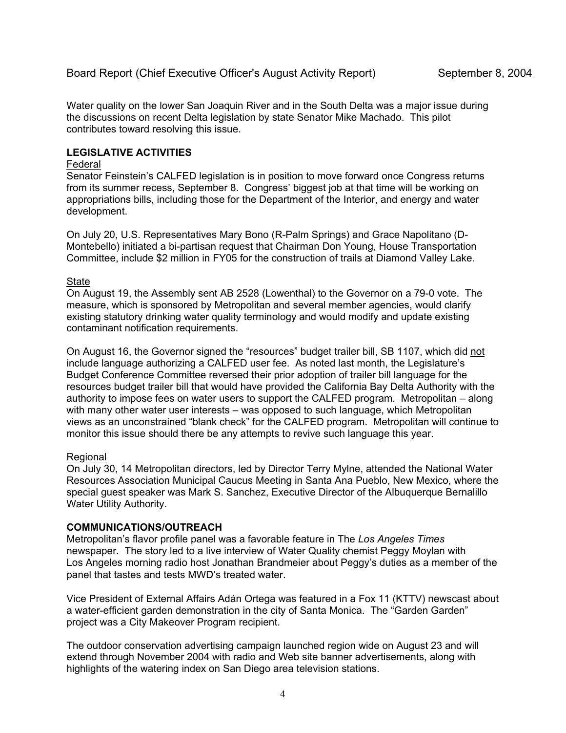Water quality on the lower San Joaquin River and in the South Delta was a major issue during the discussions on recent Delta legislation by state Senator Mike Machado. This pilot contributes toward resolving this issue.

## LEGISLATIVE ACTIVITIES

### Federal

Senator Feinstein's CALFED legislation is in position to move forward once Congress returns from its summer recess, September 8. Congress' biggest job at that time will be working on appropriations bills, including those for the Department of the Interior, and energy and water development.

On July 20, U.S. Representatives Mary Bono (R-Palm Springs) and Grace Napolitano (D-Montebello) initiated a bi-partisan request that Chairman Don Young, House Transportation Committee, include $2 million in FY05 for the construction of trails at Diamond Valley Lake.

### State

On August 19, the Assembly sent AB 2528 (Lowenthal) to the Governor on a 79-0 vote. The measure, which is sponsored by Metropolitan and several member agencies, would clarify existing statutory drinking water quality terminology and would modify and update existing contaminant notification requirements.

On August 16, the Governor signed the "resources" budget trailer bill, SB 1107, which did not include language authorizing a CALFED user fee. As noted last month, the Legislature's Budget Conference Committee reversed their prior adoption of trailer bill language for the resources budget trailer bill that would have provided the California Bay Delta Authority with the authority to impose fees on water users to support the CALFED program. Metropolitan – along with many other water user interests – was opposed to such language, which Metropolitan views as an unconstrained "blank check" for the CALFED program. Metropolitan will continue to monitor this issue should there be any attempts to revive such language this year.

### Regional

On July 30, 14 Metropolitan directors, led by Director Terry Mylne, attended the National Water Resources Association Municipal Caucus Meeting in Santa Ana Pueblo, New Mexico, where the special guest speaker was Mark S. Sanchez, Executive Director of the Albuquerque Bernalillo Water Utility Authority.

## COMMUNICATIONS/OUTREACH

Metropolitan's flavor profile panel was a favorable feature in The *Los Angeles Times* newspaper. The story led to a live interview of Water Quality chemist Peggy Moylan with Los Angeles morning radio host Jonathan Brandmeier about Peggy's duties as a member of the panel that tastes and tests MWD's treated water.

Vice President of External Affairs Adán Ortega was featured in a Fox 11 (KTTV) newscast about a water-efficient garden demonstration in the city of Santa Monica. The "Garden Garden" project was a City Makeover Program recipient.

The outdoor conservation advertising campaign launched region wide on August 23 and will extend through November 2004 with radio and Web site banner advertisements, along with highlights of the watering index on San Diego area television stations.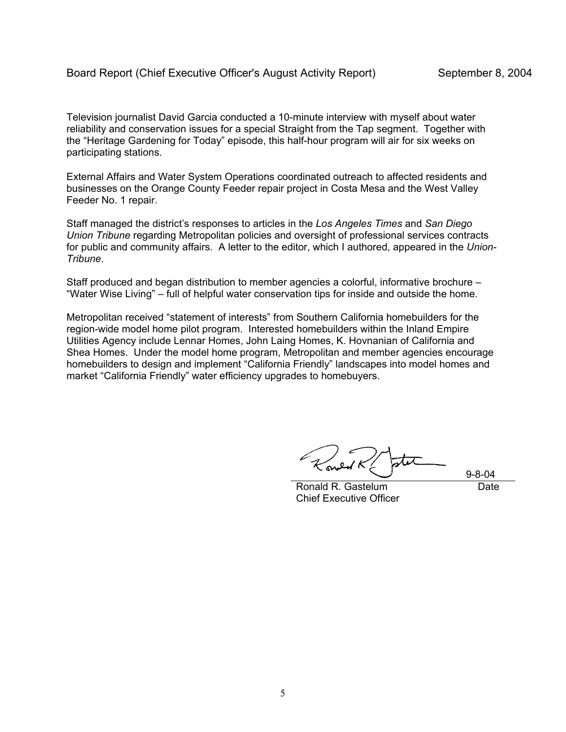Television journalist David Garcia conducted a 10-minute interview with myself about water reliability and conservation issues for a special Straight from the Tap segment. Together with the "Heritage Gardening for Today" episode, this half-hour program will air for six weeks on participating stations.

External Affairs and Water System Operations coordinated outreach to affected residents and businesses on the Orange County Feeder repair project in Costa Mesa and the West Valley Feeder No. 1 repair.

Staff managed the district's responses to articles in the *Los Angeles Times* and *San Diego Union Tribune* regarding Metropolitan policies and oversight of professional services contracts for public and community affairs. A letter to the editor, which I authored, appeared in the *Union-Tribune*.

Staff produced and began distribution to member agencies a colorful, informative brochure – "Water Wise Living" – full of helpful water conservation tips for inside and outside the home.

Metropolitan received "statement of interests" from Southern California homebuilders for the region-wide model home pilot program. Interested homebuilders within the Inland Empire Utilities Agency include Lennar Homes, John Laing Homes, K. Hovnanian of California and Shea Homes. Under the model home program, Metropolitan and member agencies encourage homebuilders to design and implement "California Friendly" landscapes into model homes and market "California Friendly" water efficiency upgrades to homebuyers.

9-8-04

Ronald R. Gastelum — Date
Chief Executive Officer